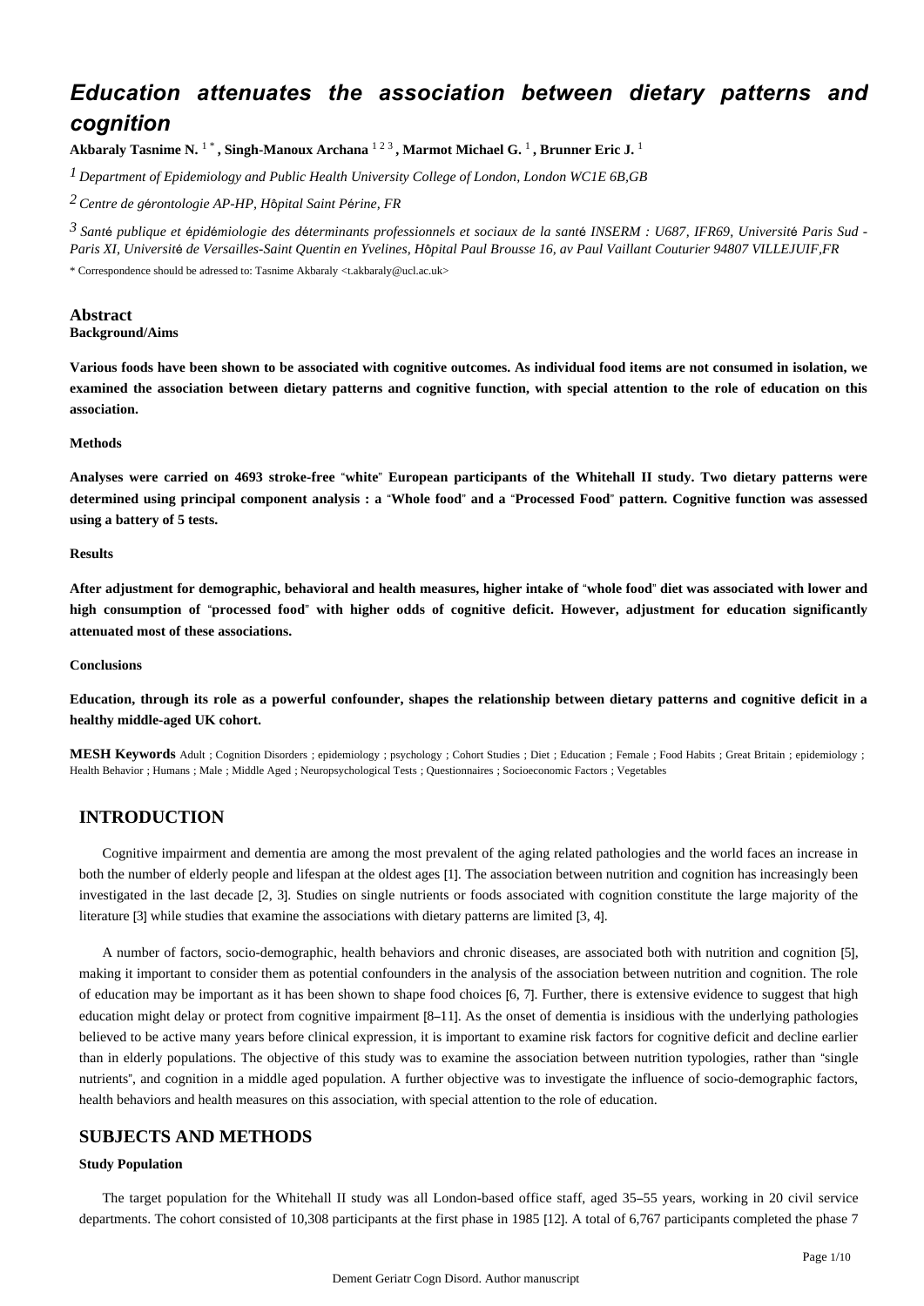# Education attenuates the association between dietary patterns and cognition

**Akbaraly Tasnime N.** [1 *] **, Singh-Manoux Archana** [1 2 3] **, Marmot Michael G.** [1] **, Brunner Eric J.** [1]

[1] *Department of Epidemiology and Public Health University College of London, London WC1E 6B,GB*

[2] *Centre de gérontologie AP-HP, Hôpital Saint Périne, FR*

[3] *Santé publique et épidémiologie des déterminants professionnels et sociaux de la santé INSERM : U687, IFR69, Université Paris Sud - Paris XI, Université de Versailles-Saint Quentin en Yvelines, Hôpital Paul Brousse 16, av Paul Vaillant Couturier 94807 VILLEJUIF,FR*

* Correspondence should be adressed to: Tasnime Akbaraly <t.akbaraly@ucl.ac.uk>

## Abstract

**Background/Aims**

**Various foods have been shown to be associated with cognitive outcomes. As individual food items are not consumed in isolation, we examined the association between dietary patterns and cognitive function, with special attention to the role of education on this association.**

**Methods**

**Analyses were carried on 4693 stroke-free "white" European participants of the Whitehall II study. Two dietary patterns were determined using principal component analysis : a "Whole food" and a "Processed Food" pattern. Cognitive function was assessed using a battery of 5 tests.**

**Results**

**After adjustment for demographic, behavioral and health measures, higher intake of "whole food" diet was associated with lower and high consumption of "processed food" with higher odds of cognitive deficit. However, adjustment for education significantly attenuated most of these associations.**

**Conclusions**

**Education, through its role as a powerful confounder, shapes the relationship between dietary patterns and cognitive deficit in a healthy middle-aged UK cohort.**

**MESH Keywords** Adult ; Cognition Disorders ; epidemiology ; psychology ; Cohort Studies ; Diet ; Education ; Female ; Food Habits ; Great Britain ; epidemiology ; Health Behavior ; Humans ; Male ; Middle Aged ; Neuropsychological Tests ; Questionnaires ; Socioeconomic Factors ; Vegetables

## INTRODUCTION

Cognitive impairment and dementia are among the most prevalent of the aging related pathologies and the world faces an increase in both the number of elderly people and lifespan at the oldest ages [1]. The association between nutrition and cognition has increasingly been investigated in the last decade [2, 3]. Studies on single nutrients or foods associated with cognition constitute the large majority of the literature [3] while studies that examine the associations with dietary patterns are limited [3, 4].

A number of factors, socio-demographic, health behaviors and chronic diseases, are associated both with nutrition and cognition [5], making it important to consider them as potential confounders in the analysis of the association between nutrition and cognition. The role of education may be important as it has been shown to shape food choices [6, 7]. Further, there is extensive evidence to suggest that high education might delay or protect from cognitive impairment [8–11]. As the onset of dementia is insidious with the underlying pathologies believed to be active many years before clinical expression, it is important to examine risk factors for cognitive deficit and decline earlier than in elderly populations. The objective of this study was to examine the association between nutrition typologies, rather than "single nutrients", and cognition in a middle aged population. A further objective was to investigate the influence of socio-demographic factors, health behaviors and health measures on this association, with special attention to the role of education.

## SUBJECTS AND METHODS

### Study Population

The target population for the Whitehall II study was all London-based office staff, aged 35–55 years, working in 20 civil service departments. The cohort consisted of 10,308 participants at the first phase in 1985 [12]. A total of 6,767 participants completed the phase 7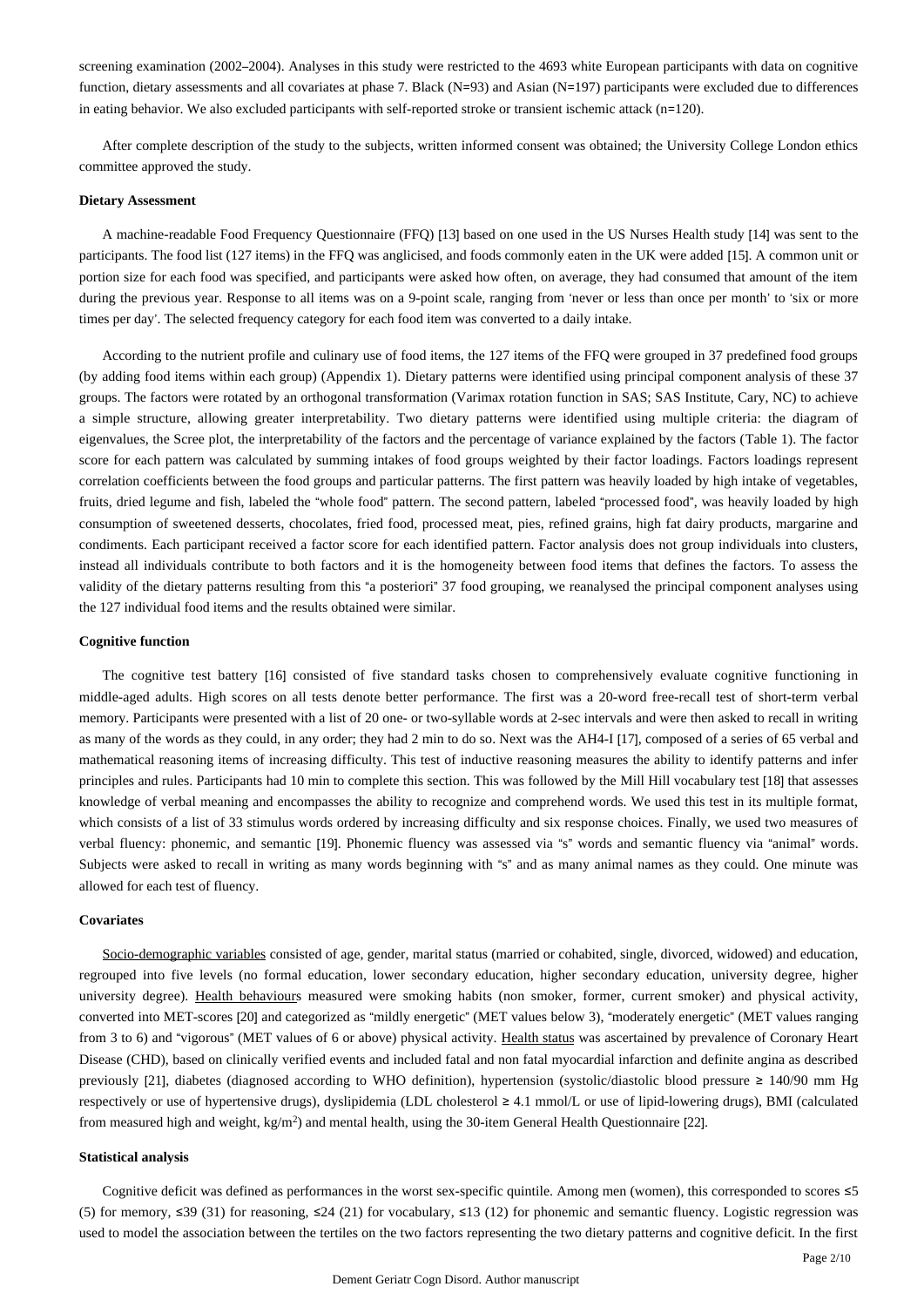screening examination (2002–2004). Analyses in this study were restricted to the 4693 white European participants with data on cognitive function, dietary assessments and all covariates at phase 7. Black (N=93) and Asian (N=197) participants were excluded due to differences in eating behavior. We also excluded participants with self-reported stroke or transient ischemic attack (n=120).

After complete description of the study to the subjects, written informed consent was obtained; the University College London ethics committee approved the study.

#### Dietary Assessment

A machine-readable Food Frequency Questionnaire (FFQ) [13] based on one used in the US Nurses Health study [14] was sent to the participants. The food list (127 items) in the FFQ was anglicised, and foods commonly eaten in the UK were added [15]. A common unit or portion size for each food was specified, and participants were asked how often, on average, they had consumed that amount of the item during the previous year. Response to all items was on a 9-point scale, ranging from 'never or less than once per month' to 'six or more times per day'. The selected frequency category for each food item was converted to a daily intake.

According to the nutrient profile and culinary use of food items, the 127 items of the FFQ were grouped in 37 predefined food groups (by adding food items within each group) (Appendix 1). Dietary patterns were identified using principal component analysis of these 37 groups. The factors were rotated by an orthogonal transformation (Varimax rotation function in SAS; SAS Institute, Cary, NC) to achieve a simple structure, allowing greater interpretability. Two dietary patterns were identified using multiple criteria: the diagram of eigenvalues, the Scree plot, the interpretability of the factors and the percentage of variance explained by the factors (Table 1). The factor score for each pattern was calculated by summing intakes of food groups weighted by their factor loadings. Factors loadings represent correlation coefficients between the food groups and particular patterns. The first pattern was heavily loaded by high intake of vegetables, fruits, dried legume and fish, labeled the "whole food" pattern. The second pattern, labeled "processed food", was heavily loaded by high consumption of sweetened desserts, chocolates, fried food, processed meat, pies, refined grains, high fat dairy products, margarine and condiments. Each participant received a factor score for each identified pattern. Factor analysis does not group individuals into clusters, instead all individuals contribute to both factors and it is the homogeneity between food items that defines the factors. To assess the validity of the dietary patterns resulting from this "a posteriori" 37 food grouping, we reanalysed the principal component analyses using the 127 individual food items and the results obtained were similar.

#### Cognitive function

The cognitive test battery [16] consisted of five standard tasks chosen to comprehensively evaluate cognitive functioning in middle-aged adults. High scores on all tests denote better performance. The first was a 20-word free-recall test of short-term verbal memory. Participants were presented with a list of 20 one- or two-syllable words at 2-sec intervals and were then asked to recall in writing as many of the words as they could, in any order; they had 2 min to do so. Next was the AH4-I [17], composed of a series of 65 verbal and mathematical reasoning items of increasing difficulty. This test of inductive reasoning measures the ability to identify patterns and infer principles and rules. Participants had 10 min to complete this section. This was followed by the Mill Hill vocabulary test [18] that assesses knowledge of verbal meaning and encompasses the ability to recognize and comprehend words. We used this test in its multiple format, which consists of a list of 33 stimulus words ordered by increasing difficulty and six response choices. Finally, we used two measures of verbal fluency: phonemic, and semantic [19]. Phonemic fluency was assessed via "s" words and semantic fluency via "animal" words. Subjects were asked to recall in writing as many words beginning with "s" and as many animal names as they could. One minute was allowed for each test of fluency.

#### Covariates

Socio-demographic variables consisted of age, gender, marital status (married or cohabited, single, divorced, widowed) and education, regrouped into five levels (no formal education, lower secondary education, higher secondary education, university degree, higher university degree). Health behaviours measured were smoking habits (non smoker, former, current smoker) and physical activity, converted into MET-scores [20] and categorized as "mildly energetic" (MET values below 3), "moderately energetic" (MET values ranging from 3 to 6) and "vigorous" (MET values of 6 or above) physical activity. Health status was ascertained by prevalence of Coronary Heart Disease (CHD), based on clinically verified events and included fatal and non fatal myocardial infarction and definite angina as described previously [21], diabetes (diagnosed according to WHO definition), hypertension (systolic/diastolic blood pressure ≥ 140/90 mm Hg respectively or use of hypertensive drugs), dyslipidemia (LDL cholesterol ≥ 4.1 mmol/L or use of lipid-lowering drugs), BMI (calculated from measured high and weight, kg/m$^2$) and mental health, using the 30-item General Health Questionnaire [22].

#### Statistical analysis

Cognitive deficit was defined as performances in the worst sex-specific quintile. Among men (women), this corresponded to scores ≤5 (5) for memory, ≤39 (31) for reasoning, ≤24 (21) for vocabulary, ≤13 (12) for phonemic and semantic fluency. Logistic regression was used to model the association between the tertiles on the two factors representing the two dietary patterns and cognitive deficit. In the first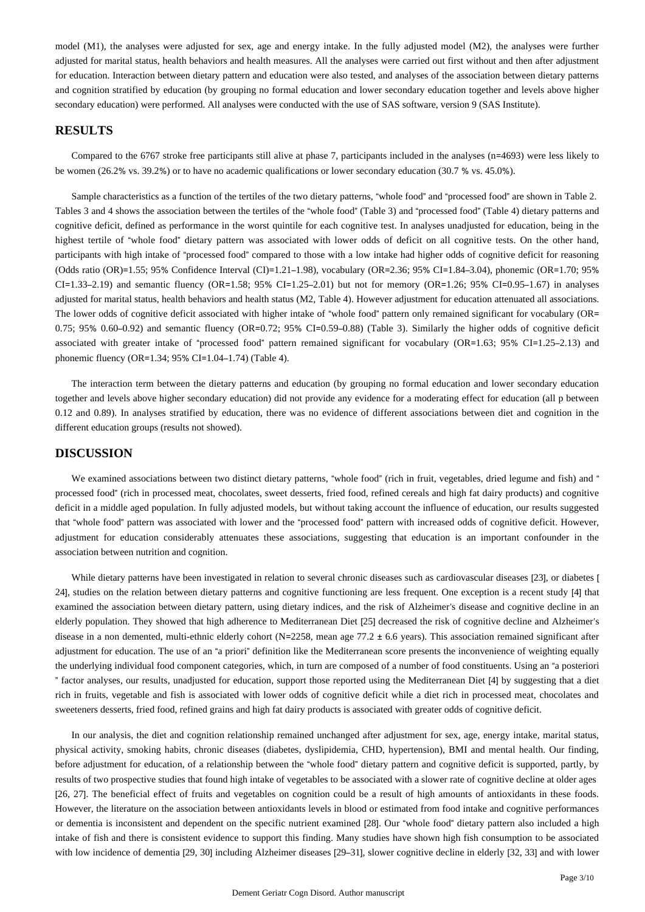model (M1), the analyses were adjusted for sex, age and energy intake. In the fully adjusted model (M2), the analyses were further adjusted for marital status, health behaviors and health measures. All the analyses were carried out first without and then after adjustment for education. Interaction between dietary pattern and education were also tested, and analyses of the association between dietary patterns and cognition stratified by education (by grouping no formal education and lower secondary education together and levels above higher secondary education) were performed. All analyses were conducted with the use of SAS software, version 9 (SAS Institute).

## RESULTS

Compared to the 6767 stroke free participants still alive at phase 7, participants included in the analyses (n=4693) were less likely to be women (26.2% vs. 39.2%) or to have no academic qualifications or lower secondary education (30.7 % vs. 45.0%).

Sample characteristics as a function of the tertiles of the two dietary patterns, "whole food" and "processed food" are shown in Table 2. Tables 3 and 4 shows the association between the tertiles of the "whole food" (Table 3) and "processed food" (Table 4) dietary patterns and cognitive deficit, defined as performance in the worst quintile for each cognitive test. In analyses unadjusted for education, being in the highest tertile of "whole food" dietary pattern was associated with lower odds of deficit on all cognitive tests. On the other hand, participants with high intake of "processed food" compared to those with a low intake had higher odds of cognitive deficit for reasoning (Odds ratio (OR)=1.55; 95% Confidence Interval (CI)=1.21–1.98), vocabulary (OR=2.36; 95% CI=1.84–3.04), phonemic (OR=1.70; 95% CI=1.33–2.19) and semantic fluency (OR=1.58; 95% CI=1.25–2.01) but not for memory (OR=1.26; 95% CI=0.95–1.67) in analyses adjusted for marital status, health behaviors and health status (M2, Table 4). However adjustment for education attenuated all associations. The lower odds of cognitive deficit associated with higher intake of "whole food" pattern only remained significant for vocabulary (OR= 0.75; 95% 0.60–0.92) and semantic fluency (OR=0.72; 95% CI=0.59–0.88) (Table 3). Similarly the higher odds of cognitive deficit associated with greater intake of "processed food" pattern remained significant for vocabulary (OR=1.63; 95% CI=1.25–2.13) and phonemic fluency (OR=1.34; 95% CI=1.04–1.74) (Table 4).

The interaction term between the dietary patterns and education (by grouping no formal education and lower secondary education together and levels above higher secondary education) did not provide any evidence for a moderating effect for education (all p between 0.12 and 0.89). In analyses stratified by education, there was no evidence of different associations between diet and cognition in the different education groups (results not showed).

## DISCUSSION

We examined associations between two distinct dietary patterns, "whole food" (rich in fruit, vegetables, dried legume and fish) and " processed food" (rich in processed meat, chocolates, sweet desserts, fried food, refined cereals and high fat dairy products) and cognitive deficit in a middle aged population. In fully adjusted models, but without taking account the influence of education, our results suggested that "whole food" pattern was associated with lower and the "processed food" pattern with increased odds of cognitive deficit. However, adjustment for education considerably attenuates these associations, suggesting that education is an important confounder in the association between nutrition and cognition.

While dietary patterns have been investigated in relation to several chronic diseases such as cardiovascular diseases [23], or diabetes [24], studies on the relation between dietary patterns and cognitive functioning are less frequent. One exception is a recent study [4] that examined the association between dietary pattern, using dietary indices, and the risk of Alzheimer's disease and cognitive decline in an elderly population. They showed that high adherence to Mediterranean Diet [25] decreased the risk of cognitive decline and Alzheimer's disease in a non demented, multi-ethnic elderly cohort (N=2258, mean age 77.2 ± 6.6 years). This association remained significant after adjustment for education. The use of an "a priori" definition like the Mediterranean score presents the inconvenience of weighting equally the underlying individual food component categories, which, in turn are composed of a number of food constituents. Using an "a posteriori " factor analyses, our results, unadjusted for education, support those reported using the Mediterranean Diet [4] by suggesting that a diet rich in fruits, vegetable and fish is associated with lower odds of cognitive deficit while a diet rich in processed meat, chocolates and sweeteners desserts, fried food, refined grains and high fat dairy products is associated with greater odds of cognitive deficit.

In our analysis, the diet and cognition relationship remained unchanged after adjustment for sex, age, energy intake, marital status, physical activity, smoking habits, chronic diseases (diabetes, dyslipidemia, CHD, hypertension), BMI and mental health. Our finding, before adjustment for education, of a relationship between the "whole food" dietary pattern and cognitive deficit is supported, partly, by results of two prospective studies that found high intake of vegetables to be associated with a slower rate of cognitive decline at older ages [26, 27]. The beneficial effect of fruits and vegetables on cognition could be a result of high amounts of antioxidants in these foods. However, the literature on the association between antioxidants levels in blood or estimated from food intake and cognitive performances or dementia is inconsistent and dependent on the specific nutrient examined [28]. Our "whole food" dietary pattern also included a high intake of fish and there is consistent evidence to support this finding. Many studies have shown high fish consumption to be associated with low incidence of dementia [29, 30] including Alzheimer diseases [29–31], slower cognitive decline in elderly [32, 33] and with lower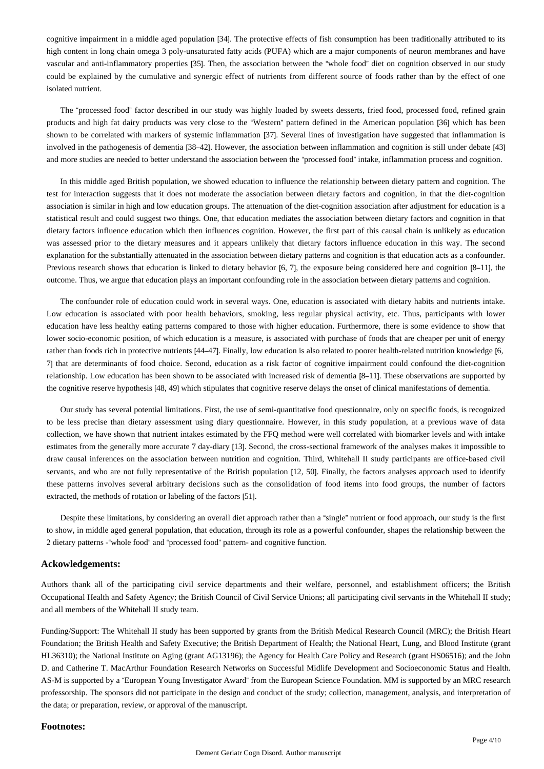cognitive impairment in a middle aged population [34]. The protective effects of fish consumption has been traditionally attributed to its high content in long chain omega 3 poly-unsaturated fatty acids (PUFA) which are a major components of neuron membranes and have vascular and anti-inflammatory properties [35]. Then, the association between the "whole food" diet on cognition observed in our study could be explained by the cumulative and synergic effect of nutrients from different source of foods rather than by the effect of one isolated nutrient.

The "processed food" factor described in our study was highly loaded by sweets desserts, fried food, processed food, refined grain products and high fat dairy products was very close to the "Western" pattern defined in the American population [36] which has been shown to be correlated with markers of systemic inflammation [37]. Several lines of investigation have suggested that inflammation is involved in the pathogenesis of dementia [38–42]. However, the association between inflammation and cognition is still under debate [43] and more studies are needed to better understand the association between the "processed food" intake, inflammation process and cognition.

In this middle aged British population, we showed education to influence the relationship between dietary pattern and cognition. The test for interaction suggests that it does not moderate the association between dietary factors and cognition, in that the diet-cognition association is similar in high and low education groups. The attenuation of the diet-cognition association after adjustment for education is a statistical result and could suggest two things. One, that education mediates the association between dietary factors and cognition in that dietary factors influence education which then influences cognition. However, the first part of this causal chain is unlikely as education was assessed prior to the dietary measures and it appears unlikely that dietary factors influence education in this way. The second explanation for the substantially attenuated in the association between dietary patterns and cognition is that education acts as a confounder. Previous research shows that education is linked to dietary behavior [6, 7], the exposure being considered here and cognition [8–11], the outcome. Thus, we argue that education plays an important confounding role in the association between dietary patterns and cognition.

The confounder role of education could work in several ways. One, education is associated with dietary habits and nutrients intake. Low education is associated with poor health behaviors, smoking, less regular physical activity, etc. Thus, participants with lower education have less healthy eating patterns compared to those with higher education. Furthermore, there is some evidence to show that lower socio-economic position, of which education is a measure, is associated with purchase of foods that are cheaper per unit of energy rather than foods rich in protective nutrients [44–47]. Finally, low education is also related to poorer health-related nutrition knowledge [6, 7] that are determinants of food choice. Second, education as a risk factor of cognitive impairment could confound the diet-cognition relationship. Low education has been shown to be associated with increased risk of dementia [8–11]. These observations are supported by the cognitive reserve hypothesis [48, 49] which stipulates that cognitive reserve delays the onset of clinical manifestations of dementia.

Our study has several potential limitations. First, the use of semi-quantitative food questionnaire, only on specific foods, is recognized to be less precise than dietary assessment using diary questionnaire. However, in this study population, at a previous wave of data collection, we have shown that nutrient intakes estimated by the FFQ method were well correlated with biomarker levels and with intake estimates from the generally more accurate 7 day-diary [13]. Second, the cross-sectional framework of the analyses makes it impossible to draw causal inferences on the association between nutrition and cognition. Third, Whitehall II study participants are office-based civil servants, and who are not fully representative of the British population [12, 50]. Finally, the factors analyses approach used to identify these patterns involves several arbitrary decisions such as the consolidation of food items into food groups, the number of factors extracted, the methods of rotation or labeling of the factors [51].

Despite these limitations, by considering an overall diet approach rather than a "single" nutrient or food approach, our study is the first to show, in middle aged general population, that education, through its role as a powerful confounder, shapes the relationship between the 2 dietary patterns -"whole food" and "processed food" pattern- and cognitive function.

## Ackowledgements:

Authors thank all of the participating civil service departments and their welfare, personnel, and establishment officers; the British Occupational Health and Safety Agency; the British Council of Civil Service Unions; all participating civil servants in the Whitehall II study; and all members of the Whitehall II study team.

Funding/Support: The Whitehall II study has been supported by grants from the British Medical Research Council (MRC); the British Heart Foundation; the British Health and Safety Executive; the British Department of Health; the National Heart, Lung, and Blood Institute (grant HL36310); the National Institute on Aging (grant AG13196); the Agency for Health Care Policy and Research (grant HS06516); and the John D. and Catherine T. MacArthur Foundation Research Networks on Successful Midlife Development and Socioeconomic Status and Health. AS-M is supported by a "European Young Investigator Award" from the European Science Foundation. MM is supported by an MRC research professorship. The sponsors did not participate in the design and conduct of the study; collection, management, analysis, and interpretation of the data; or preparation, review, or approval of the manuscript.

## Footnotes: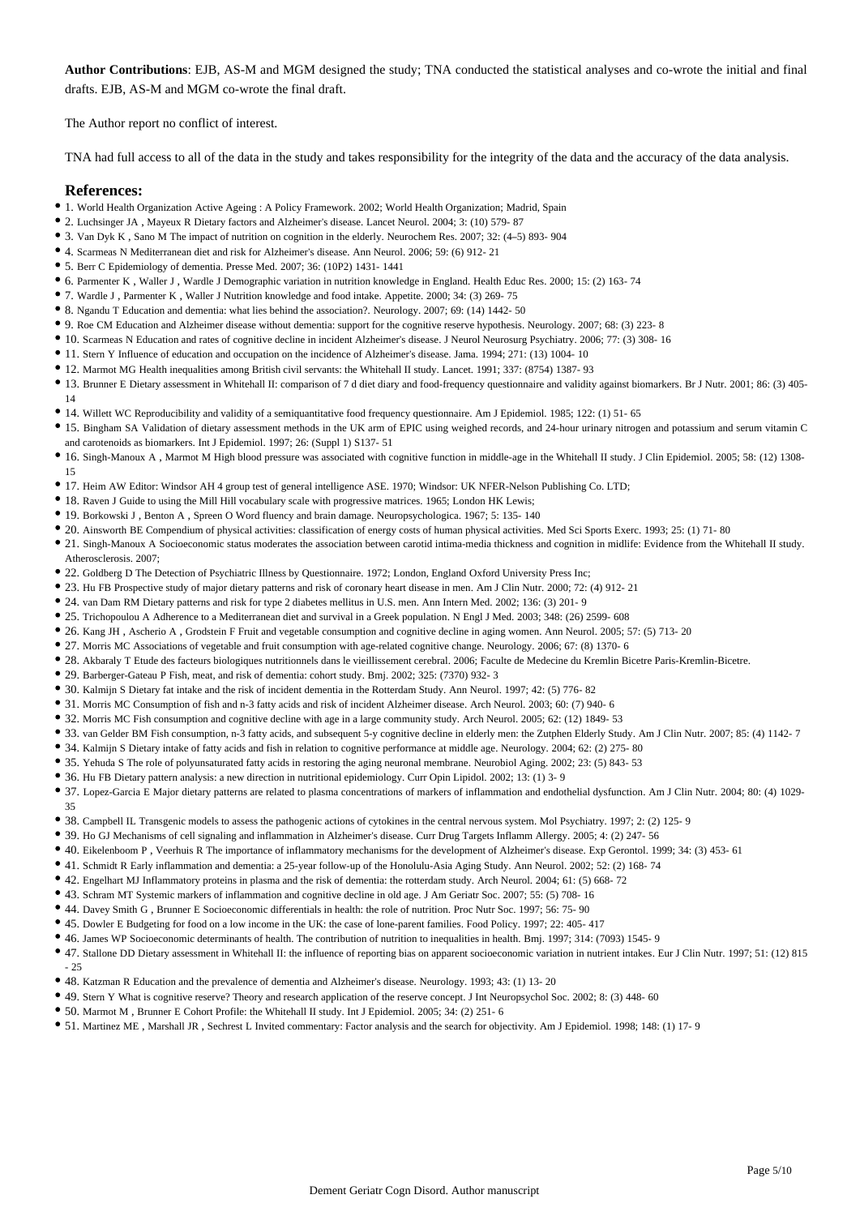**Author Contributions**: EJB, AS-M and MGM designed the study; TNA conducted the statistical analyses and co-wrote the initial and final drafts. EJB, AS-M and MGM co-wrote the final draft.

The Author report no conflict of interest.

TNA had full access to all of the data in the study and takes responsibility for the integrity of the data and the accuracy of the data analysis.

## References:

- 1. World Health Organization Active Ageing : A Policy Framework. 2002; World Health Organization; Madrid, Spain
- 2. Luchsinger JA , Mayeux R Dietary factors and Alzheimer's disease. Lancet Neurol. 2004; 3: (10) 579- 87
- 3. Van Dyk K , Sano M The impact of nutrition on cognition in the elderly. Neurochem Res. 2007; 32: (4–5) 893- 904
- 4. Scarmeas N Mediterranean diet and risk for Alzheimer's disease. Ann Neurol. 2006; 59: (6) 912- 21
- 5. Berr C Epidemiology of dementia. Presse Med. 2007; 36: (10P2) 1431- 1441
- 6. Parmenter K , Waller J , Wardle J Demographic variation in nutrition knowledge in England. Health Educ Res. 2000; 15: (2) 163- 74
- 7. Wardle J , Parmenter K , Waller J Nutrition knowledge and food intake. Appetite. 2000; 34: (3) 269- 75
- 8. Ngandu T Education and dementia: what lies behind the association?. Neurology. 2007; 69: (14) 1442- 50
- 9. Roe CM Education and Alzheimer disease without dementia: support for the cognitive reserve hypothesis. Neurology. 2007; 68: (3) 223- 8
- 10. Scarmeas N Education and rates of cognitive decline in incident Alzheimer's disease. J Neurol Neurosurg Psychiatry. 2006; 77: (3) 308- 16
- 11. Stern Y Influence of education and occupation on the incidence of Alzheimer's disease. Jama. 1994; 271: (13) 1004- 10
- 12. Marmot MG Health inequalities among British civil servants: the Whitehall II study. Lancet. 1991; 337: (8754) 1387- 93
- 13. Brunner E Dietary assessment in Whitehall II: comparison of 7 d diet diary and food-frequency questionnaire and validity against biomarkers. Br J Nutr. 2001; 86: (3) 405- 14
- 14. Willett WC Reproducibility and validity of a semiquantitative food frequency questionnaire. Am J Epidemiol. 1985; 122: (1) 51- 65
- 15. Bingham SA Validation of dietary assessment methods in the UK arm of EPIC using weighed records, and 24-hour urinary nitrogen and potassium and serum vitamin C and carotenoids as biomarkers. Int J Epidemiol. 1997; 26: (Suppl 1) S137- 51
- 16. Singh-Manoux A , Marmot M High blood pressure was associated with cognitive function in middle-age in the Whitehall II study. J Clin Epidemiol. 2005; 58: (12) 1308- 15
- 17. Heim AW Editor: Windsor AH 4 group test of general intelligence ASE. 1970; Windsor: UK NFER-Nelson Publishing Co. LTD;
- 18. Raven J Guide to using the Mill Hill vocabulary scale with progressive matrices. 1965; London HK Lewis;
- 19. Borkowski J , Benton A , Spreen O Word fluency and brain damage. Neuropsychologica. 1967; 5: 135- 140
- 20. Ainsworth BE Compendium of physical activities: classification of energy costs of human physical activities. Med Sci Sports Exerc. 1993; 25: (1) 71- 80
- 21. Singh-Manoux A Socioeconomic status moderates the association between carotid intima-media thickness and cognition in midlife: Evidence from the Whitehall II study. Atherosclerosis. 2007;
- 22. Goldberg D The Detection of Psychiatric Illness by Questionnaire. 1972; London, England Oxford University Press Inc;
- 23. Hu FB Prospective study of major dietary patterns and risk of coronary heart disease in men. Am J Clin Nutr. 2000; 72: (4) 912- 21
- 24. van Dam RM Dietary patterns and risk for type 2 diabetes mellitus in U.S. men. Ann Intern Med. 2002; 136: (3) 201- 9
- 25. Trichopoulou A Adherence to a Mediterranean diet and survival in a Greek population. N Engl J Med. 2003; 348: (26) 2599- 608
- 26. Kang JH , Ascherio A , Grodstein F Fruit and vegetable consumption and cognitive decline in aging women. Ann Neurol. 2005; 57: (5) 713- 20
- 27. Morris MC Associations of vegetable and fruit consumption with age-related cognitive change. Neurology. 2006; 67: (8) 1370- 6
- 28. Akbaraly T Etude des facteurs biologiques nutritionnels dans le vieillissement cerebral. 2006; Faculte de Medecine du Kremlin Bicetre Paris-Kremlin-Bicetre.
- 29. Barberger-Gateau P Fish, meat, and risk of dementia: cohort study. Bmj. 2002; 325: (7370) 932- 3
- 30. Kalmijn S Dietary fat intake and the risk of incident dementia in the Rotterdam Study. Ann Neurol. 1997; 42: (5) 776- 82
- 31. Morris MC Consumption of fish and n-3 fatty acids and risk of incident Alzheimer disease. Arch Neurol. 2003; 60: (7) 940- 6
- 32. Morris MC Fish consumption and cognitive decline with age in a large community study. Arch Neurol. 2005; 62: (12) 1849- 53
- 33. van Gelder BM Fish consumption, n-3 fatty acids, and subsequent 5-y cognitive decline in elderly men: the Zutphen Elderly Study. Am J Clin Nutr. 2007; 85: (4) 1142- 7
- 34. Kalmijn S Dietary intake of fatty acids and fish in relation to cognitive performance at middle age. Neurology. 2004; 62: (2) 275- 80
- 35. Yehuda S The role of polyunsaturated fatty acids in restoring the aging neuronal membrane. Neurobiol Aging. 2002; 23: (5) 843- 53
- 36. Hu FB Dietary pattern analysis: a new direction in nutritional epidemiology. Curr Opin Lipidol. 2002; 13: (1) 3- 9
- 37. Lopez-Garcia E Major dietary patterns are related to plasma concentrations of markers of inflammation and endothelial dysfunction. Am J Clin Nutr. 2004; 80: (4) 1029- 35
- 38. Campbell IL Transgenic models to assess the pathogenic actions of cytokines in the central nervous system. Mol Psychiatry. 1997; 2: (2) 125- 9
- 39. Ho GJ Mechanisms of cell signaling and inflammation in Alzheimer's disease. Curr Drug Targets Inflamm Allergy. 2005; 4: (2) 247- 56
- 40. Eikelenboom P , Veerhuis R The importance of inflammatory mechanisms for the development of Alzheimer's disease. Exp Gerontol. 1999; 34: (3) 453- 61
- 41. Schmidt R Early inflammation and dementia: a 25-year follow-up of the Honolulu-Asia Aging Study. Ann Neurol. 2002; 52: (2) 168- 74
- 42. Engelhart MJ Inflammatory proteins in plasma and the risk of dementia: the rotterdam study. Arch Neurol. 2004; 61: (5) 668- 72
- 43. Schram MT Systemic markers of inflammation and cognitive decline in old age. J Am Geriatr Soc. 2007; 55: (5) 708- 16
- 44. Davey Smith G , Brunner E Socioeconomic differentials in health: the role of nutrition. Proc Nutr Soc. 1997; 56: 75- 90
- 45. Dowler E Budgeting for food on a low income in the UK: the case of lone-parent families. Food Policy. 1997; 22: 405- 417
- 46. James WP Socioeconomic determinants of health. The contribution of nutrition to inequalities in health. Bmj. 1997; 314: (7093) 1545- 9
- 47. Stallone DD Dietary assessment in Whitehall II: the influence of reporting bias on apparent socioeconomic variation in nutrient intakes. Eur J Clin Nutr. 1997; 51: (12) 815 - 25
- 48. Katzman R Education and the prevalence of dementia and Alzheimer's disease. Neurology. 1993; 43: (1) 13- 20
- 49. Stern Y What is cognitive reserve? Theory and research application of the reserve concept. J Int Neuropsychol Soc. 2002; 8: (3) 448- 60
- 50. Marmot M , Brunner E Cohort Profile: the Whitehall II study. Int J Epidemiol. 2005; 34: (2) 251- 6
- 51. Martinez ME , Marshall JR , Sechrest L Invited commentary: Factor analysis and the search for objectivity. Am J Epidemiol. 1998; 148: (1) 17- 9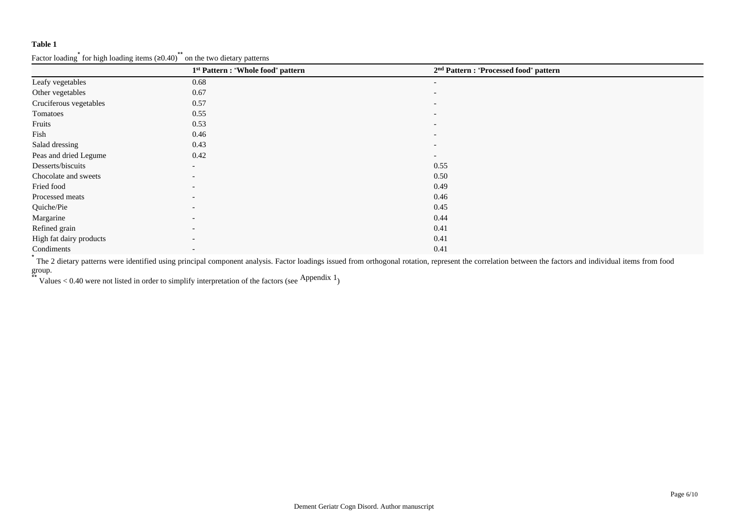**Table 1**

Factor loading[*] for high loading items (≥0.40)[**] on the two dietary patterns

| | 1st Pattern : "Whole food" pattern | 2nd Pattern : "Processed food" pattern |
|---|---|---|
| Leafy vegetables | 0.68 | - |
| Other vegetables | 0.67 | - |
| Cruciferous vegetables | 0.57 | - |
| Tomatoes | 0.55 | - |
| Fruits | 0.53 | - |
| Fish | 0.46 | - |
| Salad dressing | 0.43 | - |
| Peas and dried Legume | 0.42 | - |
| Desserts/biscuits | - | 0.55 |
| Chocolate and sweets | - | 0.50 |
| Fried food | - | 0.49 |
| Processed meats | - | 0.46 |
| Quiche/Pie | - | 0.45 |
| Margarine | - | 0.44 |
| Refined grain | - | 0.41 |
| High fat dairy products | - | 0.41 |
| Condiments | - | 0.41 |

[*] The 2 dietary patterns were identified using principal component analysis. Factor loadings issued from orthogonal rotation, represent the correlation between the factors and individual items from food group.

[**] Values < 0.40 were not listed in order to simplify interpretation of the factors (see Appendix 1)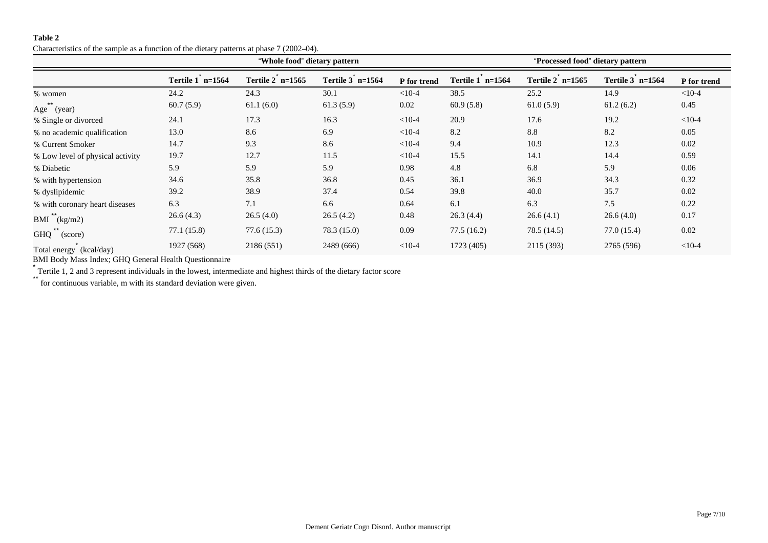**Table 2**

Characteristics of the sample as a function of the dietary patterns at phase 7 (2002–04).

| | "Whole food" dietary pattern | | | | "Processed food" dietary pattern | | | |
|---|---|---|---|---|---|---|---|---|
| | Tertile 1[*] n=1564 | Tertile 2[*] n=1565 | Tertile 3[*] n=1564 | P for trend | Tertile 1[*] n=1564 | Tertile 2[*] n=1565 | Tertile 3[*] n=1564 | P for trend |
| % women | 24.2 | 24.3 | 30.1 | <10-4 | 38.5 | 25.2 | 14.9 | <10-4 |
| Age[**] (year) | 60.7 (5.9) | 61.1 (6.0) | 61.3 (5.9) | 0.02 | 60.9 (5.8) | 61.0 (5.9) | 61.2 (6.2) | 0.45 |
| % Single or divorced | 24.1 | 17.3 | 16.3 | <10-4 | 20.9 | 17.6 | 19.2 | <10-4 |
| % no academic qualification | 13.0 | 8.6 | 6.9 | <10-4 | 8.2 | 8.8 | 8.2 | 0.05 |
| % Current Smoker | 14.7 | 9.3 | 8.6 | <10-4 | 9.4 | 10.9 | 12.3 | 0.02 |
| % Low level of physical activity | 19.7 | 12.7 | 11.5 | <10-4 | 15.5 | 14.1 | 14.4 | 0.59 |
| % Diabetic | 5.9 | 5.9 | 5.9 | 0.98 | 4.8 | 6.8 | 5.9 | 0.06 |
| % with hypertension | 34.6 | 35.8 | 36.8 | 0.45 | 36.1 | 36.9 | 34.3 | 0.32 |
| % dyslipidemic | 39.2 | 38.9 | 37.4 | 0.54 | 39.8 | 40.0 | 35.7 | 0.02 |
| % with coronary heart diseases | 6.3 | 7.1 | 6.6 | 0.64 | 6.1 | 6.3 | 7.5 | 0.22 |
| BMI[**] (kg/m2) | 26.6 (4.3) | 26.5 (4.0) | 26.5 (4.2) | 0.48 | 26.3 (4.4) | 26.6 (4.1) | 26.6 (4.0) | 0.17 |
| GHQ[**] (score) | 77.1 (15.8) | 77.6 (15.3) | 78.3 (15.0) | 0.09 | 77.5 (16.2) | 78.5 (14.5) | 77.0 (15.4) | 0.02 |
| Total energy[*] (kcal/day) | 1927 (568) | 2186 (551) | 2489 (666) | <10-4 | 1723 (405) | 2115 (393) | 2765 (596) | <10-4 |

BMI Body Mass Index; GHQ General Health Questionnaire

[*] Tertile 1, 2 and 3 represent individuals in the lowest, intermediate and highest thirds of the dietary factor score

[**] for continuous variable, m with its standard deviation were given.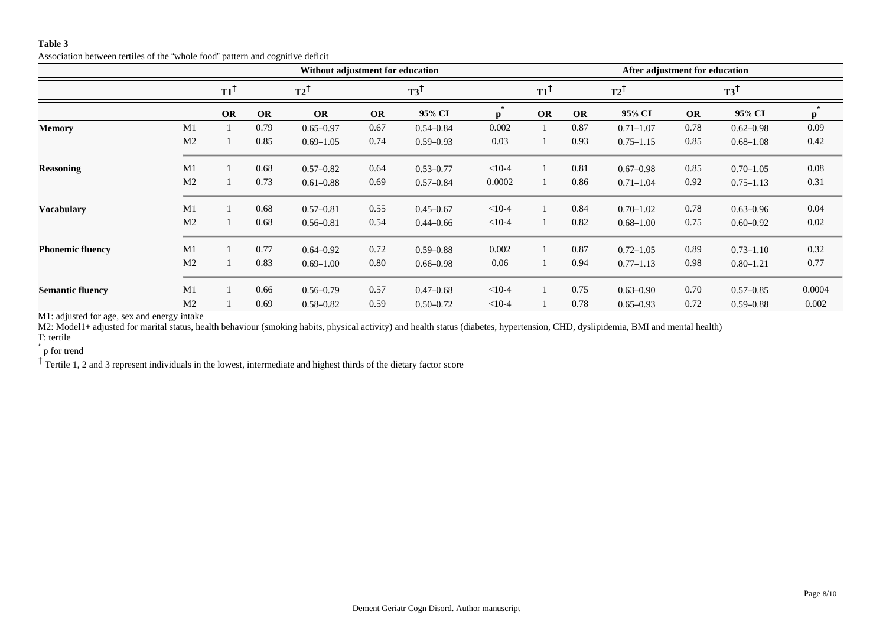**Table 3**

Association between tertiles of the "whole food" pattern and cognitive deficit

| | | Without adjustment for education | | | | | | After adjustment for education | | | | | |
|---|---|---|---|---|---|---|---|---|---|---|---|---|---|
| | | T1[†] | T2[†] | | T3[†] | | | T1[†] | T2[†] | | T3[†] | | |
| | | OR | OR | OR | OR | 95% CI | p[*] | OR | OR | 95% CI | OR | 95% CI | p[*] |
| **Memory** | M1 | 1 | 0.79 | 0.65–0.97 | 0.67 | 0.54–0.84 | 0.002 | 1 | 0.87 | 0.71–1.07 | 0.78 | 0.62–0.98 | 0.09 |
| | M2 | 1 | 0.85 | 0.69–1.05 | 0.74 | 0.59–0.93 | 0.03 | 1 | 0.93 | 0.75–1.15 | 0.85 | 0.68–1.08 | 0.42 |
| **Reasoning** | M1 | 1 | 0.68 | 0.57–0.82 | 0.64 | 0.53–0.77 | <10-4 | 1 | 0.81 | 0.67–0.98 | 0.85 | 0.70–1.05 | 0.08 |
| | M2 | 1 | 0.73 | 0.61–0.88 | 0.69 | 0.57–0.84 | 0.0002 | 1 | 0.86 | 0.71–1.04 | 0.92 | 0.75–1.13 | 0.31 |
| **Vocabulary** | M1 | 1 | 0.68 | 0.57–0.81 | 0.55 | 0.45–0.67 | <10-4 | 1 | 0.84 | 0.70–1.02 | 0.78 | 0.63–0.96 | 0.04 |
| | M2 | 1 | 0.68 | 0.56–0.81 | 0.54 | 0.44–0.66 | <10-4 | 1 | 0.82 | 0.68–1.00 | 0.75 | 0.60–0.92 | 0.02 |
| **Phonemic fluency** | M1 | 1 | 0.77 | 0.64–0.92 | 0.72 | 0.59–0.88 | 0.002 | 1 | 0.87 | 0.72–1.05 | 0.89 | 0.73–1.10 | 0.32 |
| | M2 | 1 | 0.83 | 0.69–1.00 | 0.80 | 0.66–0.98 | 0.06 | 1 | 0.94 | 0.77–1.13 | 0.98 | 0.80–1.21 | 0.77 |
| **Semantic fluency** | M1 | 1 | 0.66 | 0.56–0.79 | 0.57 | 0.47–0.68 | <10-4 | 1 | 0.75 | 0.63–0.90 | 0.70 | 0.57–0.85 | 0.0004 |
| | M2 | 1 | 0.69 | 0.58–0.82 | 0.59 | 0.50–0.72 | <10-4 | 1 | 0.78 | 0.65–0.93 | 0.72 | 0.59–0.88 | 0.002 |

M1: adjusted for age, sex and energy intake

M2: Model1+ adjusted for marital status, health behaviour (smoking habits, physical activity) and health status (diabetes, hypertension, CHD, dyslipidemia, BMI and mental health)

T: tertile

[*] p for trend

[†] Tertile 1, 2 and 3 represent individuals in the lowest, intermediate and highest thirds of the dietary factor score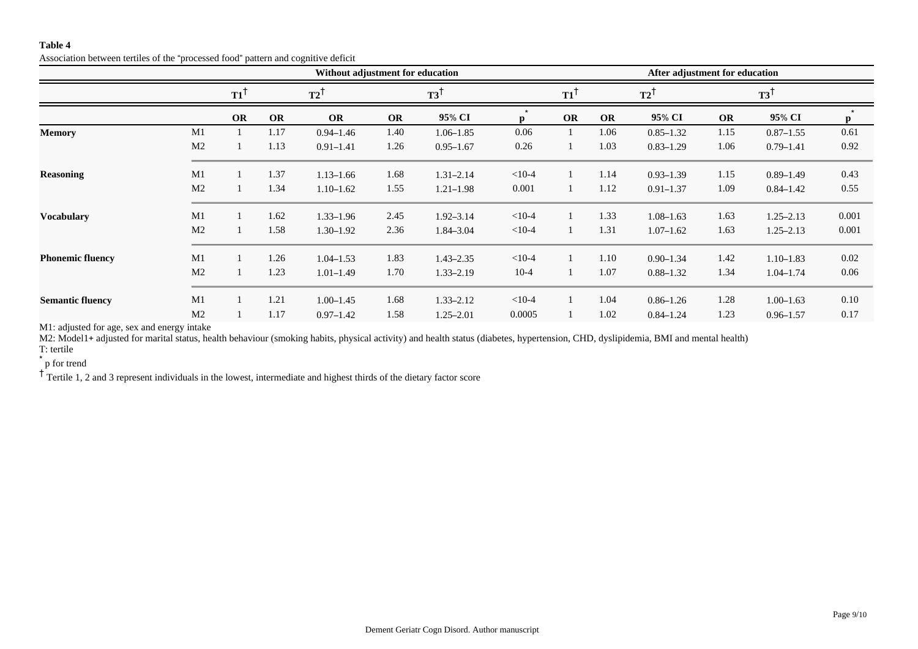**Table 4**

Association between tertiles of the "processed food" pattern and cognitive deficit

| | | Without adjustment for education | | | | | | After adjustment for education | | | | | |
|---|---|---|---|---|---|---|---|---|---|---|---|---|---|
| | | T1[†] | T2[†] | | T3[†] | | | T1[†] | T2[†] | | T3[†] | | |
| | | OR | OR | OR | OR | 95% CI | p[*] | OR | OR | 95% CI | OR | 95% CI | p[*] |
| **Memory** | M1 | 1 | 1.17 | 0.94–1.46 | 1.40 | 1.06–1.85 | 0.06 | 1 | 1.06 | 0.85–1.32 | 1.15 | 0.87–1.55 | 0.61 |
| | M2 | 1 | 1.13 | 0.91–1.41 | 1.26 | 0.95–1.67 | 0.26 | 1 | 1.03 | 0.83–1.29 | 1.06 | 0.79–1.41 | 0.92 |
| **Reasoning** | M1 | 1 | 1.37 | 1.13–1.66 | 1.68 | 1.31–2.14 | <10-4 | 1 | 1.14 | 0.93–1.39 | 1.15 | 0.89–1.49 | 0.43 |
| | M2 | 1 | 1.34 | 1.10–1.62 | 1.55 | 1.21–1.98 | 0.001 | 1 | 1.12 | 0.91–1.37 | 1.09 | 0.84–1.42 | 0.55 |
| **Vocabulary** | M1 | 1 | 1.62 | 1.33–1.96 | 2.45 | 1.92–3.14 | <10-4 | 1 | 1.33 | 1.08–1.63 | 1.63 | 1.25–2.13 | 0.001 |
| | M2 | 1 | 1.58 | 1.30–1.92 | 2.36 | 1.84–3.04 | <10-4 | 1 | 1.31 | 1.07–1.62 | 1.63 | 1.25–2.13 | 0.001 |
| **Phonemic fluency** | M1 | 1 | 1.26 | 1.04–1.53 | 1.83 | 1.43–2.35 | <10-4 | 1 | 1.10 | 0.90–1.34 | 1.42 | 1.10–1.83 | 0.02 |
| | M2 | 1 | 1.23 | 1.01–1.49 | 1.70 | 1.33–2.19 | 10-4 | 1 | 1.07 | 0.88–1.32 | 1.34 | 1.04–1.74 | 0.06 |
| **Semantic fluency** | M1 | 1 | 1.21 | 1.00–1.45 | 1.68 | 1.33–2.12 | <10-4 | 1 | 1.04 | 0.86–1.26 | 1.28 | 1.00–1.63 | 0.10 |
| | M2 | 1 | 1.17 | 0.97–1.42 | 1.58 | 1.25–2.01 | 0.0005 | 1 | 1.02 | 0.84–1.24 | 1.23 | 0.96–1.57 | 0.17 |

M1: adjusted for age, sex and energy intake

M2: Model1+ adjusted for marital status, health behaviour (smoking habits, physical activity) and health status (diabetes, hypertension, CHD, dyslipidemia, BMI and mental health)

T: tertile

[*] p for trend

[†] Tertile 1, 2 and 3 represent individuals in the lowest, intermediate and highest thirds of the dietary factor score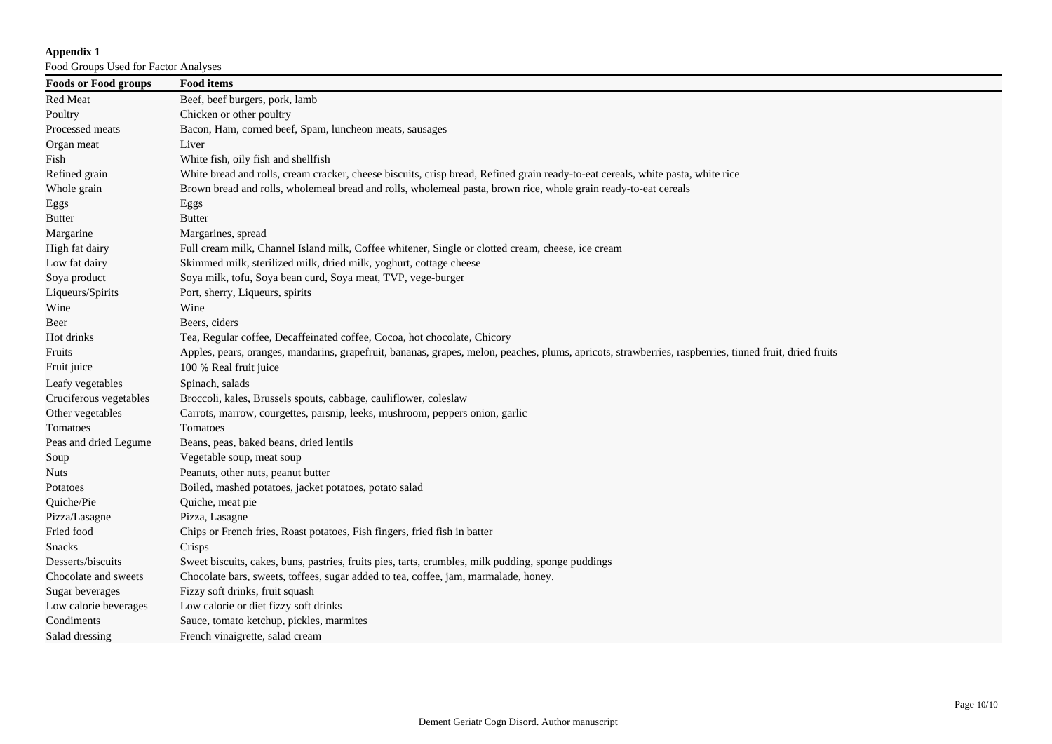**Appendix 1**

Food Groups Used for Factor Analyses

| Foods or Food groups | Food items |
|---|---|
| Red Meat | Beef, beef burgers, pork, lamb |
| Poultry | Chicken or other poultry |
| Processed meats | Bacon, Ham, corned beef, Spam, luncheon meats, sausages |
| Organ meat | Liver |
| Fish | White fish, oily fish and shellfish |
| Refined grain | White bread and rolls, cream cracker, cheese biscuits, crisp bread, Refined grain ready-to-eat cereals, white pasta, white rice |
| Whole grain | Brown bread and rolls, wholemeal bread and rolls, wholemeal pasta, brown rice, whole grain ready-to-eat cereals |
| Eggs | Eggs |
| Butter | Butter |
| Margarine | Margarines, spread |
| High fat dairy | Full cream milk, Channel Island milk, Coffee whitener, Single or clotted cream, cheese, ice cream |
| Low fat dairy | Skimmed milk, sterilized milk, dried milk, yoghurt, cottage cheese |
| Soya product | Soya milk, tofu, Soya bean curd, Soya meat, TVP, vege-burger |
| Liqueurs/Spirits | Port, sherry, Liqueurs, spirits |
| Wine | Wine |
| Beer | Beers, ciders |
| Hot drinks | Tea, Regular coffee, Decaffeinated coffee, Cocoa, hot chocolate, Chicory |
| Fruits | Apples, pears, oranges, mandarins, grapefruit, bananas, grapes, melon, peaches, plums, apricots, strawberries, raspberries, tinned fruit, dried fruits |
| Fruit juice | 100 % Real fruit juice |
| Leafy vegetables | Spinach, salads |
| Cruciferous vegetables | Broccoli, kales, Brussels spouts, cabbage, cauliflower, coleslaw |
| Other vegetables | Carrots, marrow, courgettes, parsnip, leeks, mushroom, peppers onion, garlic |
| Tomatoes | Tomatoes |
| Peas and dried Legume | Beans, peas, baked beans, dried lentils |
| Soup | Vegetable soup, meat soup |
| Nuts | Peanuts, other nuts, peanut butter |
| Potatoes | Boiled, mashed potatoes, jacket potatoes, potato salad |
| Quiche/Pie | Quiche, meat pie |
| Pizza/Lasagne | Pizza, Lasagne |
| Fried food | Chips or French fries, Roast potatoes, Fish fingers, fried fish in batter |
| Snacks | Crisps |
| Desserts/biscuits | Sweet biscuits, cakes, buns, pastries, fruits pies, tarts, crumbles, milk pudding, sponge puddings |
| Chocolate and sweets | Chocolate bars, sweets, toffees, sugar added to tea, coffee, jam, marmalade, honey. |
| Sugar beverages | Fizzy soft drinks, fruit squash |
| Low calorie beverages | Low calorie or diet fizzy soft drinks |
| Condiments | Sauce, tomato ketchup, pickles, marmites |
| Salad dressing | French vinaigrette, salad cream |